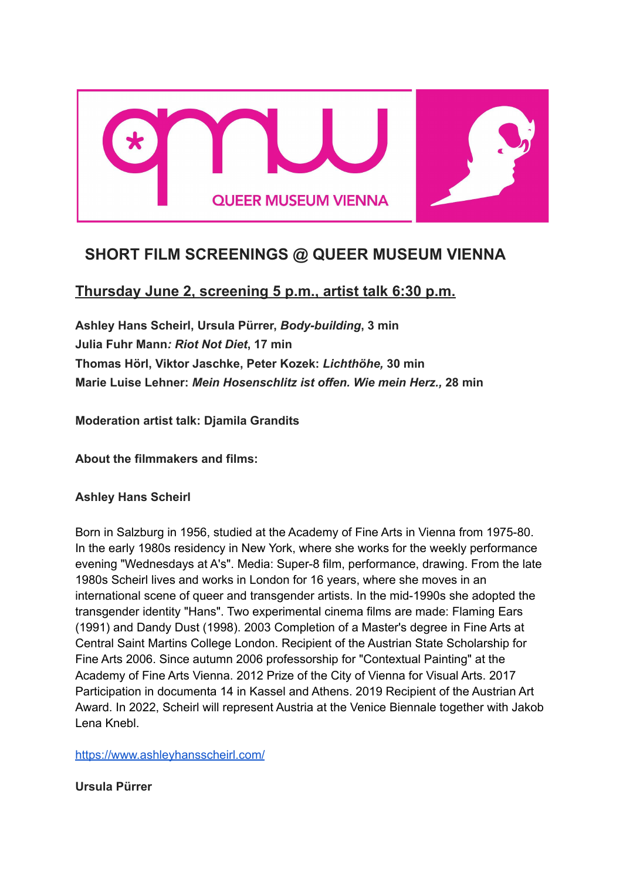QUEER MUSEUM VIENNA

## SHORT FILM SCREENINGS @ QUEER MUSEUM VIENNA

### Thursday June 2, screening 5 p.m., artist talk 6:30 p.m.

**Ashley Hans Scheirl, Ursula Pürrer, *Body-building*, 3 min**
**Julia Fuhr Mann*: Riot Not Diet*, 17 min**
**Thomas Hörl, Viktor Jaschke, Peter Kozek: *Lichthöhe,* 30 min**
**Marie Luise Lehner: *Mein Hosenschlitz ist offen. Wie mein Herz.,* 28 min**

**Moderation artist talk: Djamila Grandits**

**About the filmmakers and films:**

**Ashley Hans Scheirl**

Born in Salzburg in 1956, studied at the Academy of Fine Arts in Vienna from 1975-80. In the early 1980s residency in New York, where she works for the weekly performance evening "Wednesdays at A's". Media: Super-8 film, performance, drawing. From the late 1980s Scheirl lives and works in London for 16 years, where she moves in an international scene of queer and transgender artists. In the mid-1990s she adopted the transgender identity "Hans". Two experimental cinema films are made: Flaming Ears (1991) and Dandy Dust (1998). 2003 Completion of a Master's degree in Fine Arts at Central Saint Martins College London. Recipient of the Austrian State Scholarship for Fine Arts 2006. Since autumn 2006 professorship for "Contextual Painting" at the Academy of Fine Arts Vienna. 2012 Prize of the City of Vienna for Visual Arts. 2017 Participation in documenta 14 in Kassel and Athens. 2019 Recipient of the Austrian Art Award. In 2022, Scheirl will represent Austria at the Venice Biennale together with Jakob Lena Knebl.

https://www.ashleyhansscheirl.com/

**Ursula Pürrer**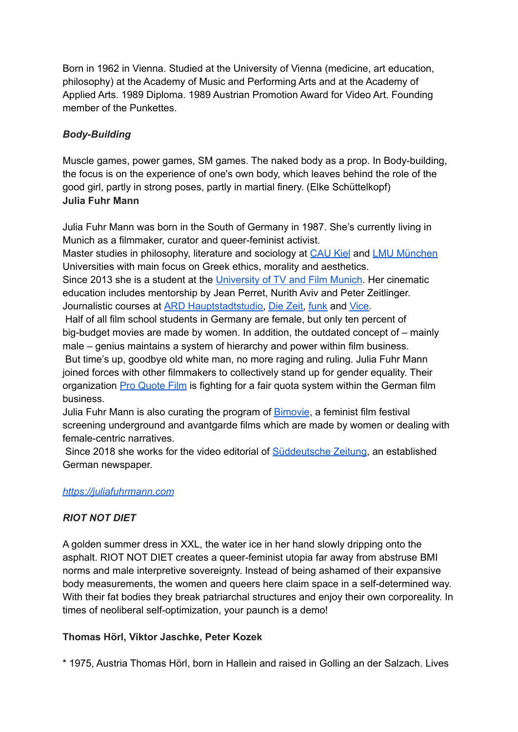Born in 1962 in Vienna. Studied at the University of Vienna (medicine, art education, philosophy) at the Academy of Music and Performing Arts and at the Academy of Applied Arts. 1989 Diploma. 1989 Austrian Promotion Award for Video Art. Founding member of the Punkettes.

***Body-Building***

Muscle games, power games, SM games. The naked body as a prop. In Body-building, the focus is on the experience of one's own body, which leaves behind the role of the good girl, partly in strong poses, partly in martial finery. (Elke Schüttelkopf)

**Julia Fuhr Mann**

Julia Fuhr Mann was born in the South of Germany in 1987. She's currently living in Munich as a filmmaker, curator and queer-feminist activist.
Master studies in philosophy, literature and sociology at CAU Kiel and LMU München Universities with main focus on Greek ethics, morality and aesthetics.
Since 2013 she is a student at the University of TV and Film Munich. Her cinematic education includes mentorship by Jean Perret, Nurith Aviv and Peter Zeitlinger.
Journalistic courses at ARD Hauptstadtstudio, Die Zeit, funk and Vice.
Half of all film school students in Germany are female, but only ten percent of big-budget movies are made by women. In addition, the outdated concept of – mainly male – genius maintains a system of hierarchy and power within film business.
But time's up, goodbye old white man, no more raging and ruling. Julia Fuhr Mann joined forces with other filmmakers to collectively stand up for gender equality. Their organization Pro Quote Film is fighting for a fair quota system within the German film business.
Julia Fuhr Mann is also curating the program of Bimovie, a feminist film festival screening underground and avantgarde films which are made by women or dealing with female-centric narratives.
Since 2018 she works for the video editorial of Süddeutsche Zeitung, an established German newspaper.

*https://juliafuhrmann.com*

***RIOT NOT DIET***

A golden summer dress in XXL, the water ice in her hand slowly dripping onto the asphalt. RIOT NOT DIET creates a queer-feminist utopia far away from abstruse BMI norms and male interpretive sovereignty. Instead of being ashamed of their expansive body measurements, the women and queers here claim space in a self-determined way. With their fat bodies they break patriarchal structures and enjoy their own corporeality. In times of neoliberal self-optimization, your paunch is a demo!

**Thomas Hörl, Viktor Jaschke, Peter Kozek**

* 1975, Austria Thomas Hörl, born in Hallein and raised in Golling an der Salzach. Lives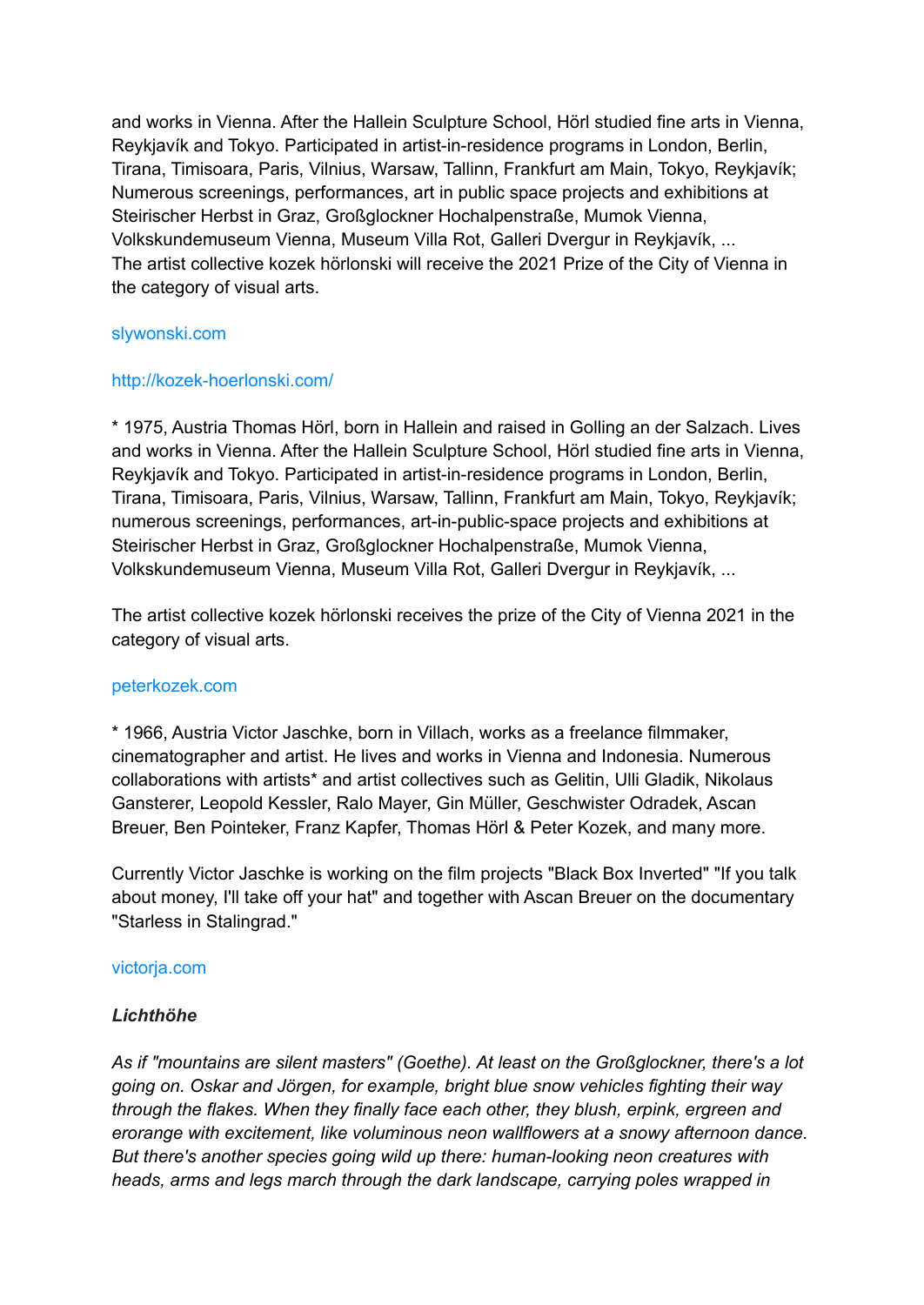and works in Vienna. After the Hallein Sculpture School, Hörl studied fine arts in Vienna, Reykjavík and Tokyo. Participated in artist-in-residence programs in London, Berlin, Tirana, Timisoara, Paris, Vilnius, Warsaw, Tallinn, Frankfurt am Main, Tokyo, Reykjavík; Numerous screenings, performances, art in public space projects and exhibitions at Steirischer Herbst in Graz, Großglockner Hochalpenstraße, Mumok Vienna, Volkskundemuseum Vienna, Museum Villa Rot, Galleri Dvergur in Reykjavík, ...
The artist collective kozek hörlonski will receive the 2021 Prize of the City of Vienna in the category of visual arts.

slywonski.com

http://kozek-hoerlonski.com/

* 1975, Austria Thomas Hörl, born in Hallein and raised in Golling an der Salzach. Lives and works in Vienna. After the Hallein Sculpture School, Hörl studied fine arts in Vienna, Reykjavík and Tokyo. Participated in artist-in-residence programs in London, Berlin, Tirana, Timisoara, Paris, Vilnius, Warsaw, Tallinn, Frankfurt am Main, Tokyo, Reykjavík; numerous screenings, performances, art-in-public-space projects and exhibitions at Steirischer Herbst in Graz, Großglockner Hochalpenstraße, Mumok Vienna, Volkskundemuseum Vienna, Museum Villa Rot, Galleri Dvergur in Reykjavík, ...

The artist collective kozek hörlonski receives the prize of the City of Vienna 2021 in the category of visual arts.

peterkozek.com

* 1966, Austria Victor Jaschke, born in Villach, works as a freelance filmmaker, cinematographer and artist. He lives and works in Vienna and Indonesia. Numerous collaborations with artists* and artist collectives such as Gelitin, Ulli Gladik, Nikolaus Gansterer, Leopold Kessler, Ralo Mayer, Gin Müller, Geschwister Odradek, Ascan Breuer, Ben Pointeker, Franz Kapfer, Thomas Hörl & Peter Kozek, and many more.

Currently Victor Jaschke is working on the film projects "Black Box Inverted" "If you talk about money, I'll take off your hat" and together with Ascan Breuer on the documentary "Starless in Stalingrad."

victorja.com

***Lichthöhe***

*As if "mountains are silent masters" (Goethe). At least on the Großglockner, there's a lot going on. Oskar and Jörgen, for example, bright blue snow vehicles fighting their way through the flakes. When they finally face each other, they blush, erpink, ergreen and erorange with excitement, like voluminous neon wallflowers at a snowy afternoon dance. But there's another species going wild up there: human-looking neon creatures with heads, arms and legs march through the dark landscape, carrying poles wrapped in*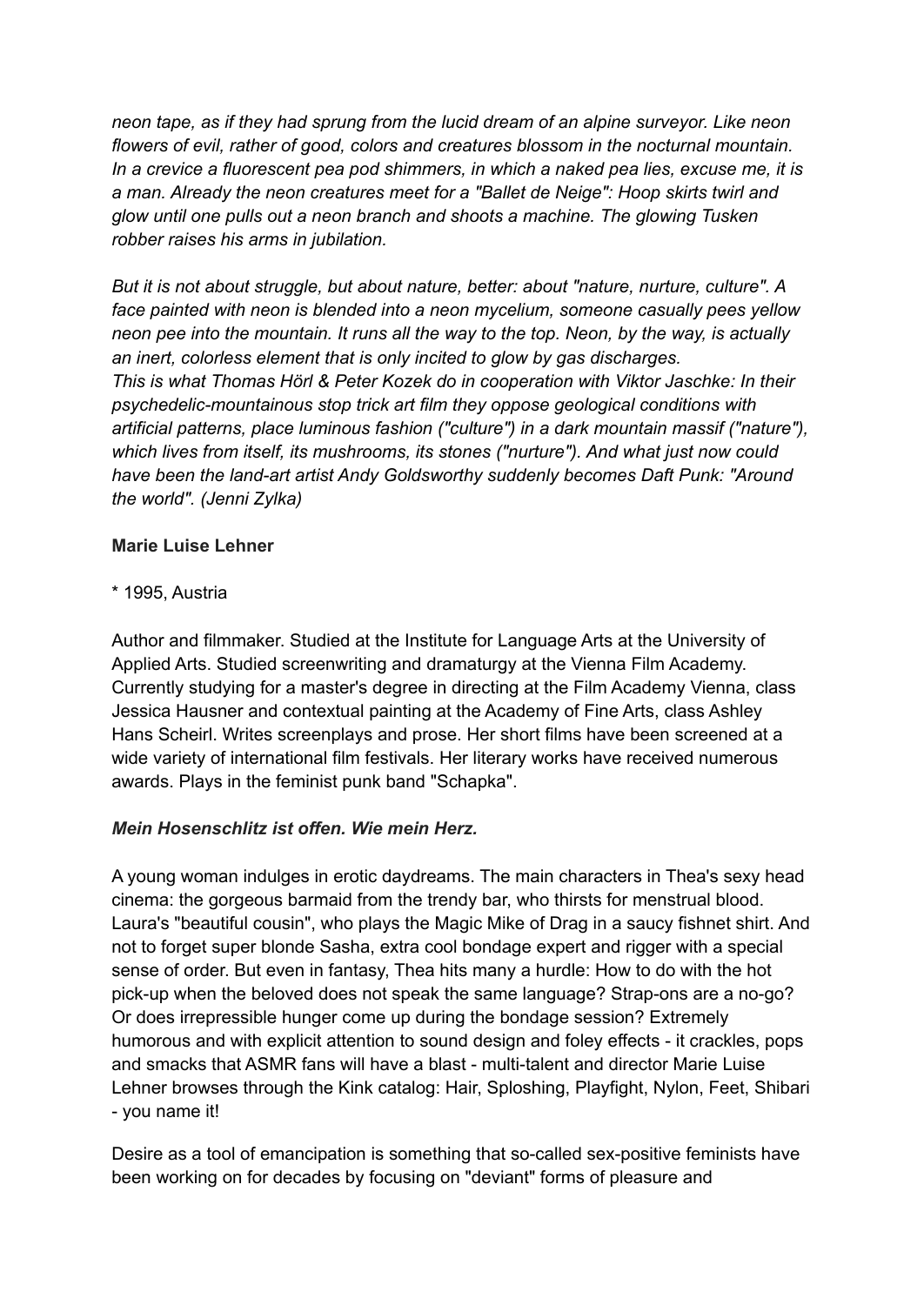*neon tape, as if they had sprung from the lucid dream of an alpine surveyor. Like neon flowers of evil, rather of good, colors and creatures blossom in the nocturnal mountain. In a crevice a fluorescent pea pod shimmers, in which a naked pea lies, excuse me, it is a man. Already the neon creatures meet for a "Ballet de Neige": Hoop skirts twirl and glow until one pulls out a neon branch and shoots a machine. The glowing Tusken robber raises his arms in jubilation.*

*But it is not about struggle, but about nature, better: about "nature, nurture, culture". A face painted with neon is blended into a neon mycelium, someone casually pees yellow neon pee into the mountain. It runs all the way to the top. Neon, by the way, is actually an inert, colorless element that is only incited to glow by gas discharges.*
*This is what Thomas Hörl & Peter Kozek do in cooperation with Viktor Jaschke: In their psychedelic-mountainous stop trick art film they oppose geological conditions with artificial patterns, place luminous fashion ("culture") in a dark mountain massif ("nature"), which lives from itself, its mushrooms, its stones ("nurture"). And what just now could have been the land-art artist Andy Goldsworthy suddenly becomes Daft Punk: "Around the world". (Jenni Zylka)*

**Marie Luise Lehner**

* 1995, Austria

Author and filmmaker. Studied at the Institute for Language Arts at the University of Applied Arts. Studied screenwriting and dramaturgy at the Vienna Film Academy. Currently studying for a master's degree in directing at the Film Academy Vienna, class Jessica Hausner and contextual painting at the Academy of Fine Arts, class Ashley Hans Scheirl. Writes screenplays and prose. Her short films have been screened at a wide variety of international film festivals. Her literary works have received numerous awards. Plays in the feminist punk band "Schapka".

***Mein Hosenschlitz ist offen. Wie mein Herz.***

A young woman indulges in erotic daydreams. The main characters in Thea's sexy head cinema: the gorgeous barmaid from the trendy bar, who thirsts for menstrual blood. Laura's "beautiful cousin", who plays the Magic Mike of Drag in a saucy fishnet shirt. And not to forget super blonde Sasha, extra cool bondage expert and rigger with a special sense of order. But even in fantasy, Thea hits many a hurdle: How to do with the hot pick-up when the beloved does not speak the same language? Strap-ons are a no-go? Or does irrepressible hunger come up during the bondage session? Extremely humorous and with explicit attention to sound design and foley effects - it crackles, pops and smacks that ASMR fans will have a blast - multi-talent and director Marie Luise Lehner browses through the Kink catalog: Hair, Sploshing, Playfight, Nylon, Feet, Shibari - you name it!

Desire as a tool of emancipation is something that so-called sex-positive feminists have been working on for decades by focusing on "deviant" forms of pleasure and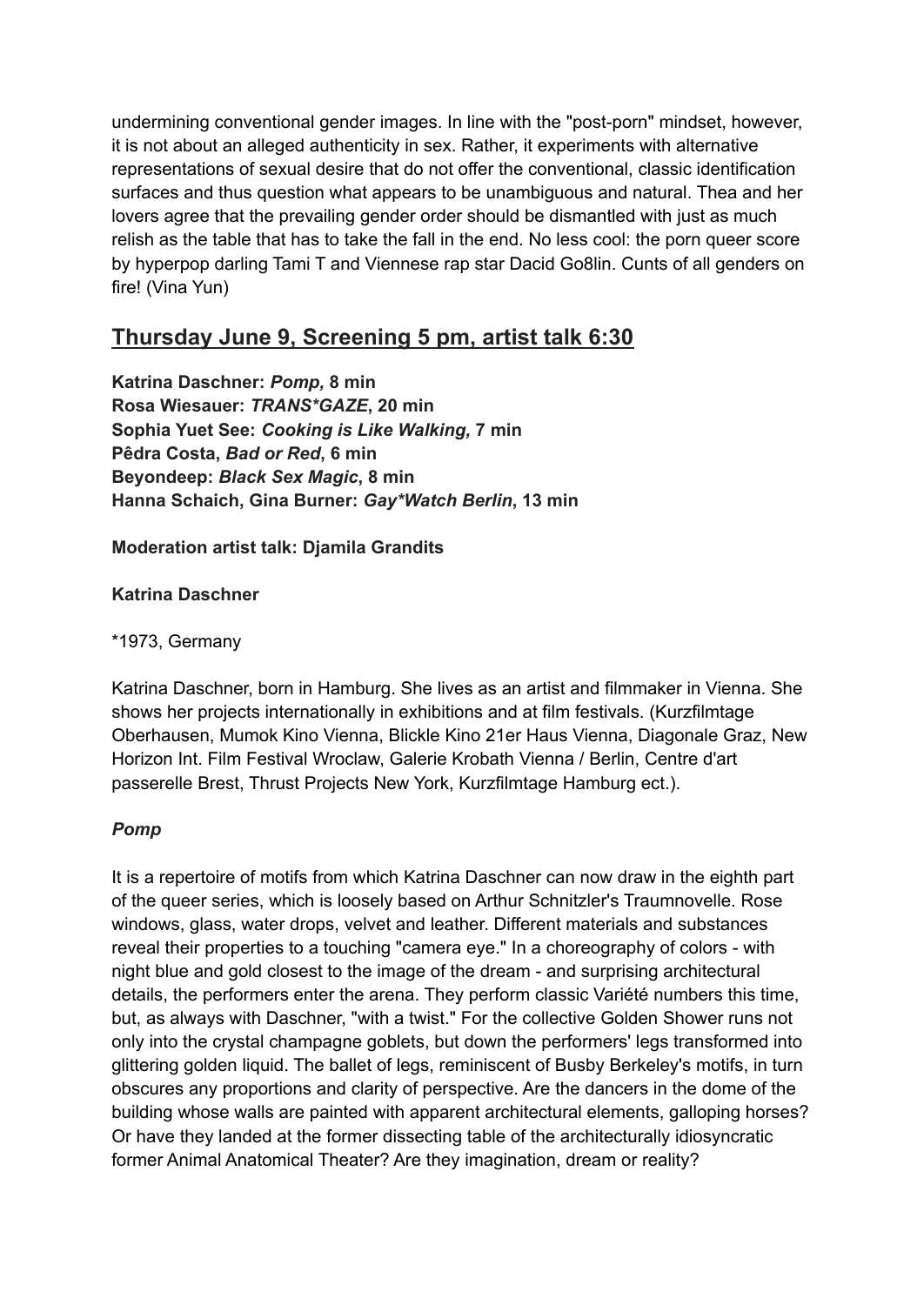undermining conventional gender images. In line with the "post-porn" mindset, however, it is not about an alleged authenticity in sex. Rather, it experiments with alternative representations of sexual desire that do not offer the conventional, classic identification surfaces and thus question what appears to be unambiguous and natural. Thea and her lovers agree that the prevailing gender order should be dismantled with just as much relish as the table that has to take the fall in the end. No less cool: the porn queer score by hyperpop darling Tami T and Viennese rap star Dacid Go8lin. Cunts of all genders on fire! (Vina Yun)

## Thursday June 9, Screening 5 pm, artist talk 6:30

**Katrina Daschner: *Pomp,* 8 min**
**Rosa Wiesauer: *TRANS*GAZE*, 20 min**
**Sophia Yuet See: *Cooking is Like Walking,* 7 min**
**Pêdra Costa, *Bad or Red*, 6 min**
**Beyondeep: *Black Sex Magic*, 8 min**
**Hanna Schaich, Gina Burner: *Gay*Watch Berlin*, 13 min**

**Moderation artist talk: Djamila Grandits**

**Katrina Daschner**

*1973, Germany

Katrina Daschner, born in Hamburg. She lives as an artist and filmmaker in Vienna. She shows her projects internationally in exhibitions and at film festivals. (Kurzfilmtage Oberhausen, Mumok Kino Vienna, Blickle Kino 21er Haus Vienna, Diagonale Graz, New Horizon Int. Film Festival Wroclaw, Galerie Krobath Vienna / Berlin, Centre d'art passerelle Brest, Thrust Projects New York, Kurzfilmtage Hamburg ect.).

### *Pomp*

It is a repertoire of motifs from which Katrina Daschner can now draw in the eighth part of the queer series, which is loosely based on Arthur Schnitzler's Traumnovelle. Rose windows, glass, water drops, velvet and leather. Different materials and substances reveal their properties to a touching "camera eye." In a choreography of colors - with night blue and gold closest to the image of the dream - and surprising architectural details, the performers enter the arena. They perform classic Variété numbers this time, but, as always with Daschner, "with a twist." For the collective Golden Shower runs not only into the crystal champagne goblets, but down the performers' legs transformed into glittering golden liquid. The ballet of legs, reminiscent of Busby Berkeley's motifs, in turn obscures any proportions and clarity of perspective. Are the dancers in the dome of the building whose walls are painted with apparent architectural elements, galloping horses? Or have they landed at the former dissecting table of the architecturally idiosyncratic former Animal Anatomical Theater? Are they imagination, dream or reality?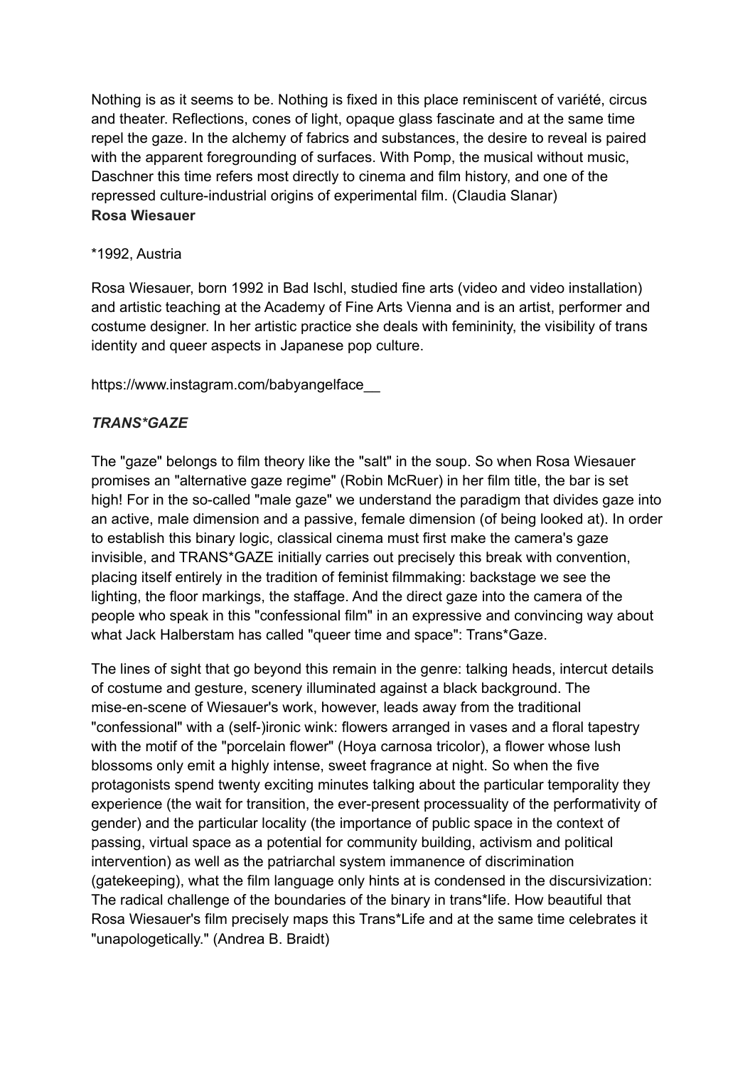Nothing is as it seems to be. Nothing is fixed in this place reminiscent of variété, circus and theater. Reflections, cones of light, opaque glass fascinate and at the same time repel the gaze. In the alchemy of fabrics and substances, the desire to reveal is paired with the apparent foregrounding of surfaces. With Pomp, the musical without music, Daschner this time refers most directly to cinema and film history, and one of the repressed culture-industrial origins of experimental film. (Claudia Slanar)

**Rosa Wiesauer**

*1992, Austria

Rosa Wiesauer, born 1992 in Bad Ischl, studied fine arts (video and video installation) and artistic teaching at the Academy of Fine Arts Vienna and is an artist, performer and costume designer. In her artistic practice she deals with femininity, the visibility of trans identity and queer aspects in Japanese pop culture.

https://www.instagram.com/babyangelface__

***TRANS*GAZE***

The "gaze" belongs to film theory like the "salt" in the soup. So when Rosa Wiesauer promises an "alternative gaze regime" (Robin McRuer) in her film title, the bar is set high! For in the so-called "male gaze" we understand the paradigm that divides gaze into an active, male dimension and a passive, female dimension (of being looked at). In order to establish this binary logic, classical cinema must first make the camera's gaze invisible, and TRANS*GAZE initially carries out precisely this break with convention, placing itself entirely in the tradition of feminist filmmaking: backstage we see the lighting, the floor markings, the staffage. And the direct gaze into the camera of the people who speak in this "confessional film" in an expressive and convincing way about what Jack Halberstam has called "queer time and space": Trans*Gaze.

The lines of sight that go beyond this remain in the genre: talking heads, intercut details of costume and gesture, scenery illuminated against a black background. The mise-en-scene of Wiesauer's work, however, leads away from the traditional "confessional" with a (self-)ironic wink: flowers arranged in vases and a floral tapestry with the motif of the "porcelain flower" (Hoya carnosa tricolor), a flower whose lush blossoms only emit a highly intense, sweet fragrance at night. So when the five protagonists spend twenty exciting minutes talking about the particular temporality they experience (the wait for transition, the ever-present processuality of the performativity of gender) and the particular locality (the importance of public space in the context of passing, virtual space as a potential for community building, activism and political intervention) as well as the patriarchal system immanence of discrimination (gatekeeping), what the film language only hints at is condensed in the discursivization: The radical challenge of the boundaries of the binary in trans*life. How beautiful that Rosa Wiesauer's film precisely maps this Trans*Life and at the same time celebrates it "unapologetically." (Andrea B. Braidt)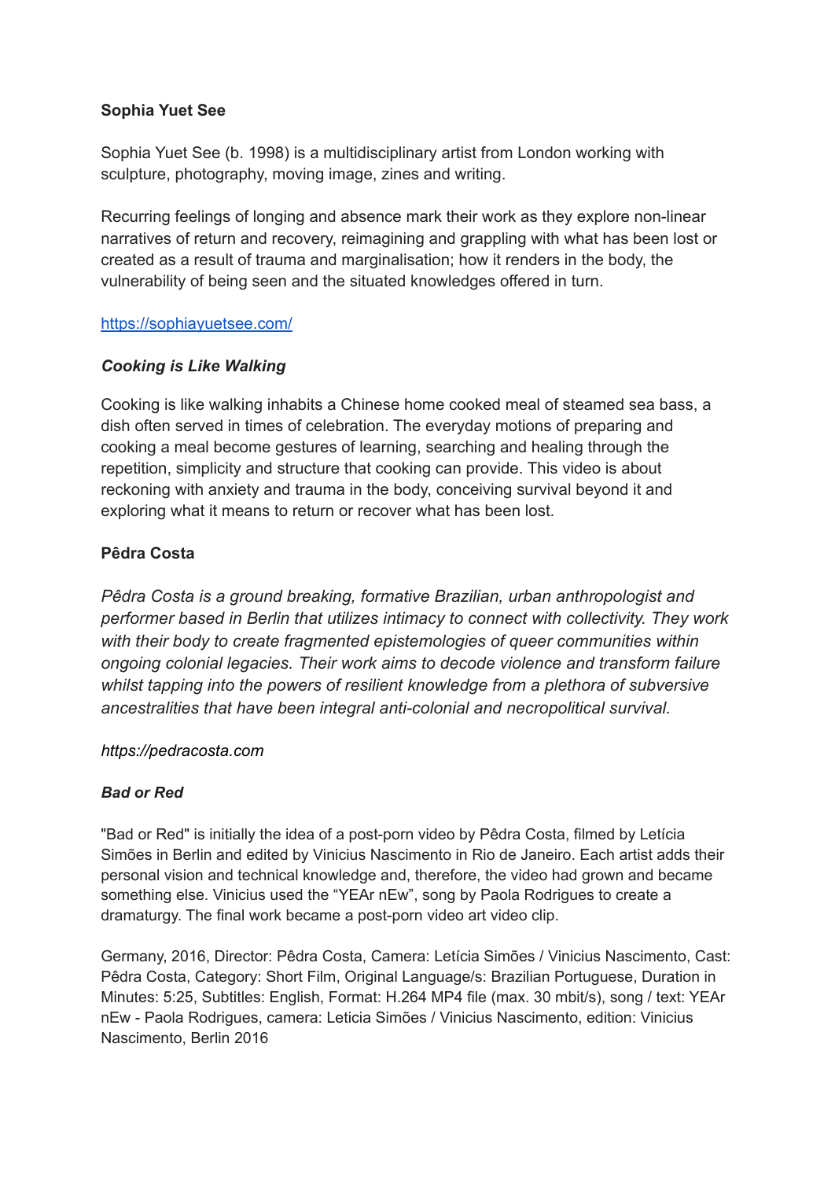**Sophia Yuet See**

Sophia Yuet See (b. 1998) is a multidisciplinary artist from London working with sculpture, photography, moving image, zines and writing.

Recurring feelings of longing and absence mark their work as they explore non-linear narratives of return and recovery, reimagining and grappling with what has been lost or created as a result of trauma and marginalisation; how it renders in the body, the vulnerability of being seen and the situated knowledges offered in turn.

[https://sophiayuetsee.com/](https://sophiayuetsee.com/)

***Cooking is Like Walking***

Cooking is like walking inhabits a Chinese home cooked meal of steamed sea bass, a dish often served in times of celebration. The everyday motions of preparing and cooking a meal become gestures of learning, searching and healing through the repetition, simplicity and structure that cooking can provide. This video is about reckoning with anxiety and trauma in the body, conceiving survival beyond it and exploring what it means to return or recover what has been lost.

**Pêdra Costa**

*Pêdra Costa is a ground breaking, formative Brazilian, urban anthropologist and performer based in Berlin that utilizes intimacy to connect with collectivity. They work with their body to create fragmented epistemologies of queer communities within ongoing colonial legacies. Their work aims to decode violence and transform failure whilst tapping into the powers of resilient knowledge from a plethora of subversive ancestralities that have been integral anti-colonial and necropolitical survival.*

*https://pedracosta.com*

***Bad or Red***

"Bad or Red" is initially the idea of a post-porn video by Pêdra Costa, filmed by Letícia Simões in Berlin and edited by Vinicius Nascimento in Rio de Janeiro. Each artist adds their personal vision and technical knowledge and, therefore, the video had grown and became something else. Vinicius used the "YEAr nEw", song by Paola Rodrigues to create a dramaturgy. The final work became a post-porn video art video clip.

Germany, 2016, Director: Pêdra Costa, Camera: Letícia Simões / Vinicius Nascimento, Cast: Pêdra Costa, Category: Short Film, Original Language/s: Brazilian Portuguese, Duration in Minutes: 5:25, Subtitles: English, Format: H.264 MP4 file (max. 30 mbit/s), song / text: YEAr nEw - Paola Rodrigues, camera: Leticia Simões / Vinicius Nascimento, edition: Vinicius Nascimento, Berlin 2016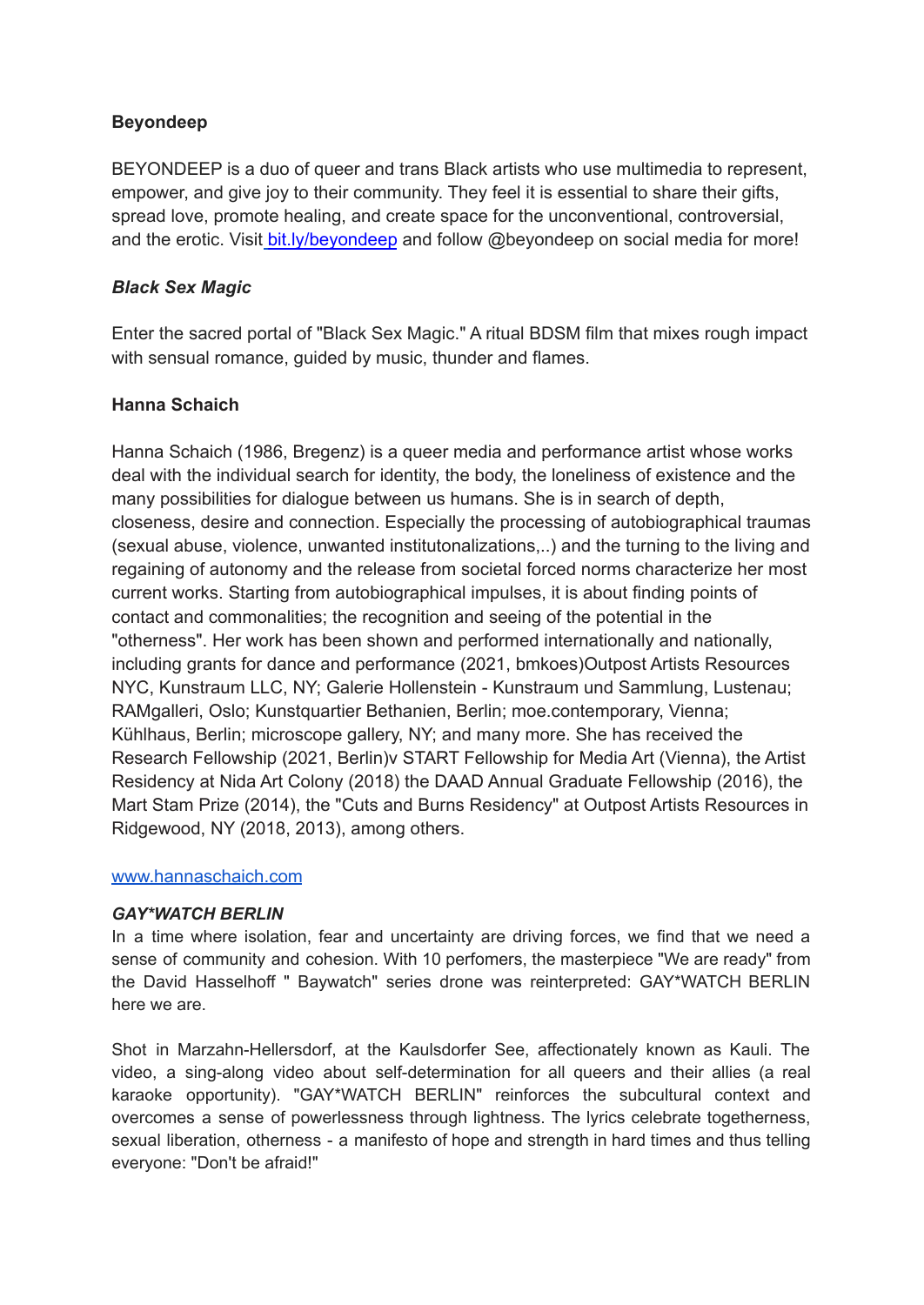**Beyondeep**

BEYONDEEP is a duo of queer and trans Black artists who use multimedia to represent, empower, and give joy to their community. They feel it is essential to share their gifts, spread love, promote healing, and create space for the unconventional, controversial, and the erotic. Visit bit.ly/beyondeep and follow @beyondeep on social media for more!

***Black Sex Magic***

Enter the sacred portal of "Black Sex Magic." A ritual BDSM film that mixes rough impact with sensual romance, guided by music, thunder and flames.

**Hanna Schaich**

Hanna Schaich (1986, Bregenz) is a queer media and performance artist whose works deal with the individual search for identity, the body, the loneliness of existence and the many possibilities for dialogue between us humans. She is in search of depth, closeness, desire and connection. Especially the processing of autobiographical traumas (sexual abuse, violence, unwanted institutonalizations,..) and the turning to the living and regaining of autonomy and the release from societal forced norms characterize her most current works. Starting from autobiographical impulses, it is about finding points of contact and commonalities; the recognition and seeing of the potential in the "otherness". Her work has been shown and performed internationally and nationally, including grants for dance and performance (2021, bmkoes)Outpost Artists Resources NYC, Kunstraum LLC, NY; Galerie Hollenstein - Kunstraum und Sammlung, Lustenau; RAMgalleri, Oslo; Kunstquartier Bethanien, Berlin; moe.contemporary, Vienna; Kühlhaus, Berlin; microscope gallery, NY; and many more. She has received the Research Fellowship (2021, Berlin)v START Fellowship for Media Art (Vienna), the Artist Residency at Nida Art Colony (2018) the DAAD Annual Graduate Fellowship (2016), the Mart Stam Prize (2014), the "Cuts and Burns Residency" at Outpost Artists Resources in Ridgewood, NY (2018, 2013), among others.

www.hannaschaich.com

***GAY*WATCH BERLIN***

In a time where isolation, fear and uncertainty are driving forces, we find that we need a sense of community and cohesion. With 10 perfomers, the masterpiece "We are ready" from the David Hasselhoff " Baywatch" series drone was reinterpreted: GAY*WATCH BERLIN here we are.

Shot in Marzahn-Hellersdorf, at the Kaulsdorfer See, affectionately known as Kauli. The video, a sing-along video about self-determination for all queers and their allies (a real karaoke opportunity). "GAY*WATCH BERLIN" reinforces the subcultural context and overcomes a sense of powerlessness through lightness. The lyrics celebrate togetherness, sexual liberation, otherness - a manifesto of hope and strength in hard times and thus telling everyone: "Don't be afraid!"